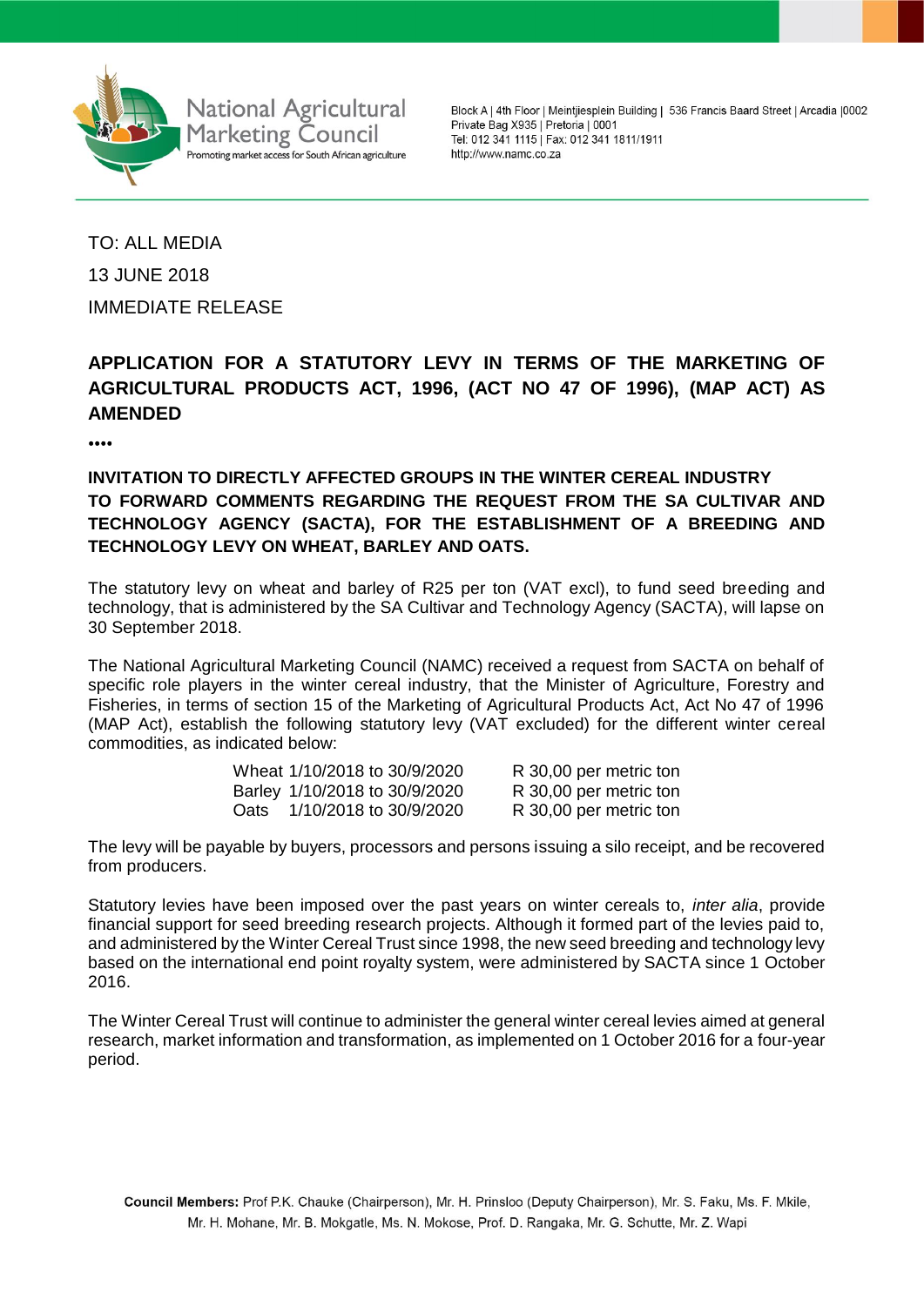National Agricultural Marketing Council

Promoting market access for South African agriculture

Block A | 4th Floor | Meintjiesplein Building | 536 Francis Baard Street | Arcadia |0002
Private Bag X935 | Pretoria | 0001
Tel: 012 341 1115 | Fax: 012 341 1811/1911
http://www.namc.co.za

TO: ALL MEDIA

13 JUNE 2018

IMMEDIATE RELEASE

**APPLICATION FOR A STATUTORY LEVY IN TERMS OF THE MARKETING OF AGRICULTURAL PRODUCTS ACT, 1996, (ACT NO 47 OF 1996), (MAP ACT) AS AMENDED**

**••••**

**INVITATION TO DIRECTLY AFFECTED GROUPS IN THE WINTER CEREAL INDUSTRY TO FORWARD COMMENTS REGARDING THE REQUEST FROM THE SA CULTIVAR AND TECHNOLOGY AGENCY (SACTA), FOR THE ESTABLISHMENT OF A BREEDING AND TECHNOLOGY LEVY ON WHEAT, BARLEY AND OATS.**

The statutory levy on wheat and barley of R25 per ton (VAT excl), to fund seed breeding and technology, that is administered by the SA Cultivar and Technology Agency (SACTA), will lapse on 30 September 2018.

The National Agricultural Marketing Council (NAMC) received a request from SACTA on behalf of specific role players in the winter cereal industry, that the Minister of Agriculture, Forestry and Fisheries, in terms of section 15 of the Marketing of Agricultural Products Act, Act No 47 of 1996 (MAP Act), establish the following statutory levy (VAT excluded) for the different winter cereal commodities, as indicated below:

| | | |
|---|---|---|
| Wheat | 1/10/2018 to 30/9/2020 | R 30,00 per metric ton |
| Barley | 1/10/2018 to 30/9/2020 | R 30,00 per metric ton |
| Oats | 1/10/2018 to 30/9/2020 | R 30,00 per metric ton |

The levy will be payable by buyers, processors and persons issuing a silo receipt, and be recovered from producers.

Statutory levies have been imposed over the past years on winter cereals to, *inter alia*, provide financial support for seed breeding research projects. Although it formed part of the levies paid to, and administered by the Winter Cereal Trust since 1998, the new seed breeding and technology levy based on the international end point royalty system, were administered by SACTA since 1 October 2016.

The Winter Cereal Trust will continue to administer the general winter cereal levies aimed at general research, market information and transformation, as implemented on 1 October 2016 for a four-year period.

**Council Members:** Prof P.K. Chauke (Chairperson), Mr. H. Prinsloo (Deputy Chairperson), Mr. S. Faku, Ms. F. Mkile, Mr. H. Mohane, Mr. B. Mokgatle, Ms. N. Mokose, Prof. D. Rangaka, Mr. G. Schutte, Mr. Z. Wapi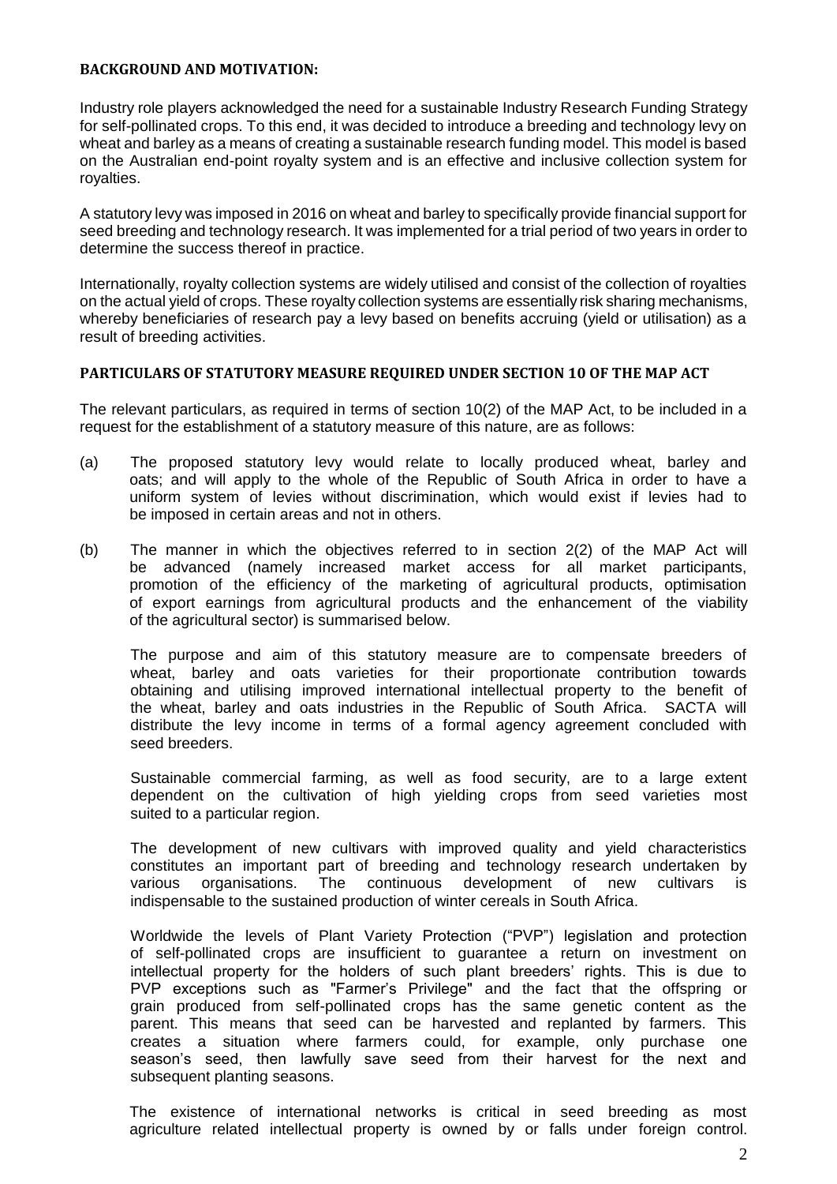**BACKGROUND AND MOTIVATION:**

Industry role players acknowledged the need for a sustainable Industry Research Funding Strategy for self-pollinated crops. To this end, it was decided to introduce a breeding and technology levy on wheat and barley as a means of creating a sustainable research funding model. This model is based on the Australian end-point royalty system and is an effective and inclusive collection system for royalties.

A statutory levy was imposed in 2016 on wheat and barley to specifically provide financial support for seed breeding and technology research. It was implemented for a trial period of two years in order to determine the success thereof in practice.

Internationally, royalty collection systems are widely utilised and consist of the collection of royalties on the actual yield of crops. These royalty collection systems are essentially risk sharing mechanisms, whereby beneficiaries of research pay a levy based on benefits accruing (yield or utilisation) as a result of breeding activities.

**PARTICULARS OF STATUTORY MEASURE REQUIRED UNDER SECTION 10 OF THE MAP ACT**

The relevant particulars, as required in terms of section 10(2) of the MAP Act, to be included in a request for the establishment of a statutory measure of this nature, are as follows:

(a) The proposed statutory levy would relate to locally produced wheat, barley and oats; and will apply to the whole of the Republic of South Africa in order to have a uniform system of levies without discrimination, which would exist if levies had to be imposed in certain areas and not in others.

(b) The manner in which the objectives referred to in section 2(2) of the MAP Act will be advanced (namely increased market access for all market participants, promotion of the efficiency of the marketing of agricultural products, optimisation of export earnings from agricultural products and the enhancement of the viability of the agricultural sector) is summarised below.

The purpose and aim of this statutory measure are to compensate breeders of wheat, barley and oats varieties for their proportionate contribution towards obtaining and utilising improved international intellectual property to the benefit of the wheat, barley and oats industries in the Republic of South Africa. SACTA will distribute the levy income in terms of a formal agency agreement concluded with seed breeders.

Sustainable commercial farming, as well as food security, are to a large extent dependent on the cultivation of high yielding crops from seed varieties most suited to a particular region.

The development of new cultivars with improved quality and yield characteristics constitutes an important part of breeding and technology research undertaken by various organisations. The continuous development of new cultivars is indispensable to the sustained production of winter cereals in South Africa.

Worldwide the levels of Plant Variety Protection ("PVP") legislation and protection of self-pollinated crops are insufficient to guarantee a return on investment on intellectual property for the holders of such plant breeders' rights. This is due to PVP exceptions such as "Farmer's Privilege" and the fact that the offspring or grain produced from self-pollinated crops has the same genetic content as the parent. This means that seed can be harvested and replanted by farmers. This creates a situation where farmers could, for example, only purchase one season's seed, then lawfully save seed from their harvest for the next and subsequent planting seasons.

The existence of international networks is critical in seed breeding as most agriculture related intellectual property is owned by or falls under foreign control.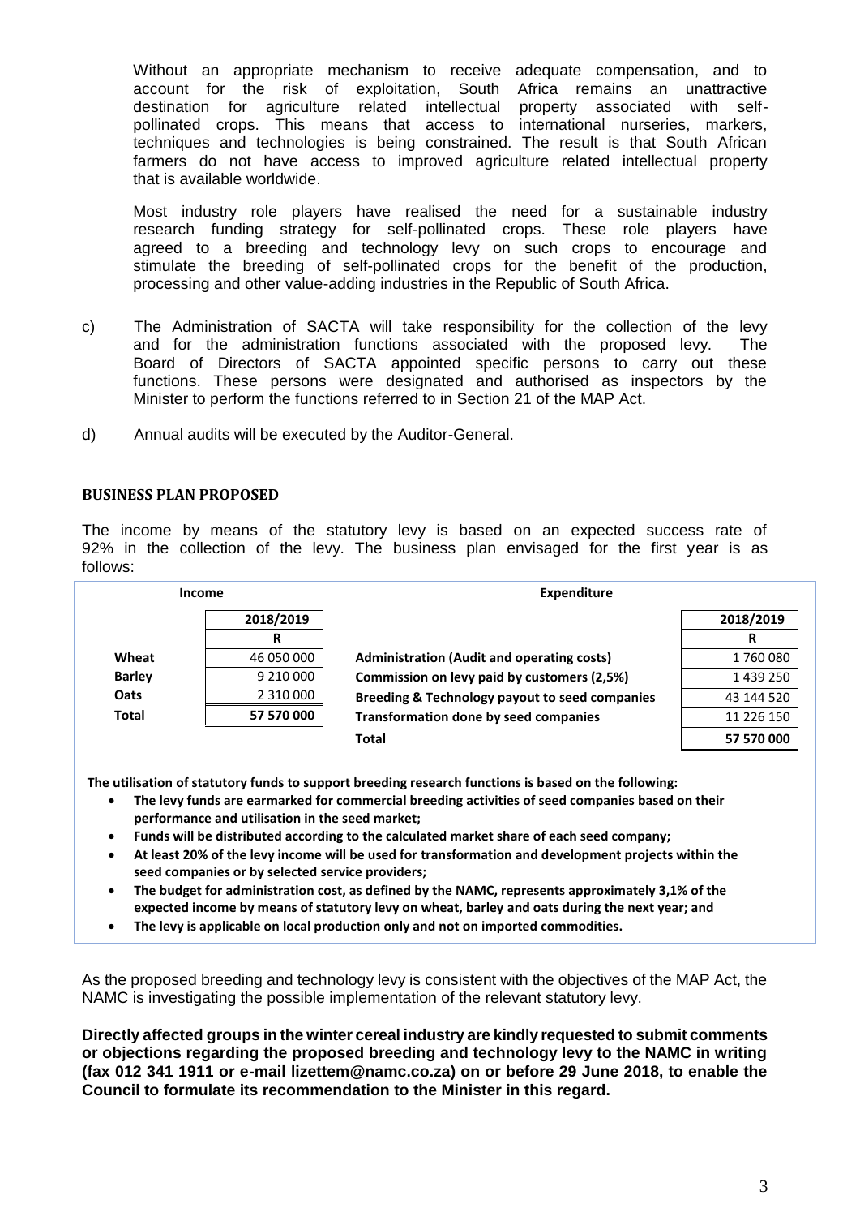Without an appropriate mechanism to receive adequate compensation, and to account for the risk of exploitation, South Africa remains an unattractive destination for agriculture related intellectual property associated with self-pollinated crops. This means that access to international nurseries, markers, techniques and technologies is being constrained. The result is that South African farmers do not have access to improved agriculture related intellectual property that is available worldwide.

Most industry role players have realised the need for a sustainable industry research funding strategy for self-pollinated crops. These role players have agreed to a breeding and technology levy on such crops to encourage and stimulate the breeding of self-pollinated crops for the benefit of the production, processing and other value-adding industries in the Republic of South Africa.

c) The Administration of SACTA will take responsibility for the collection of the levy and for the administration functions associated with the proposed levy. The Board of Directors of SACTA appointed specific persons to carry out these functions. These persons were designated and authorised as inspectors by the Minister to perform the functions referred to in Section 21 of the MAP Act.

d) Annual audits will be executed by the Auditor-General.

## BUSINESS PLAN PROPOSED

The income by means of the statutory levy is based on an expected success rate of 92% in the collection of the levy. The business plan envisaged for the first year is as follows:

| Income | 2018/2019 | Expenditure | 2018/2019 |
|---|---|---|---|
| | R | | R |
| **Wheat** | 46 050 000 | **Administration (Audit and operating costs)** | 1 760 080 |
| **Barley** | 9 210 000 | **Commission on levy paid by customers (2,5%)** | 1 439 250 |
| **Oats** | 2 310 000 | **Breeding & Technology payout to seed companies** | 43 144 520 |
| **Total** | **57 570 000** | **Transformation done by seed companies** | 11 226 150 |
| | | **Total** | **57 570 000** |

**The utilisation of statutory funds to support breeding research functions is based on the following:**

- **The levy funds are earmarked for commercial breeding activities of seed companies based on their performance and utilisation in the seed market;**
- **Funds will be distributed according to the calculated market share of each seed company;**
- **At least 20% of the levy income will be used for transformation and development projects within the seed companies or by selected service providers;**
- **The budget for administration cost, as defined by the NAMC, represents approximately 3,1% of the expected income by means of statutory levy on wheat, barley and oats during the next year; and**
- **The levy is applicable on local production only and not on imported commodities.**

As the proposed breeding and technology levy is consistent with the objectives of the MAP Act, the NAMC is investigating the possible implementation of the relevant statutory levy.

**Directly affected groups in the winter cereal industry are kindly requested to submit comments or objections regarding the proposed breeding and technology levy to the NAMC in writing (fax 012 341 1911 or e-mail lizettem@namc.co.za) on or before 29 June 2018, to enable the Council to formulate its recommendation to the Minister in this regard.**